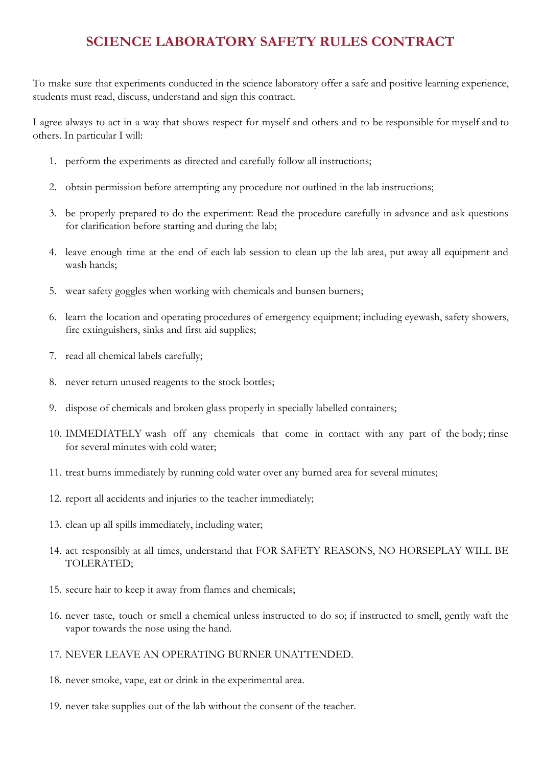# SCIENCE LABORATORY SAFETY RULES CONTRACT

To make sure that experiments conducted in the science laboratory offer a safe and positive learning experience, students must read, discuss, understand and sign this contract.

I agree always to act in a way that shows respect for myself and others and to be responsible for myself and to others. In particular I will:

1. perform the experiments as directed and carefully follow all instructions;
2. obtain permission before attempting any procedure not outlined in the lab instructions;
3. be properly prepared to do the experiment: Read the procedure carefully in advance and ask questions for clarification before starting and during the lab;
4. leave enough time at the end of each lab session to clean up the lab area, put away all equipment and wash hands;
5. wear safety goggles when working with chemicals and bunsen burners;
6. learn the location and operating procedures of emergency equipment; including eyewash, safety showers, fire extinguishers, sinks and first aid supplies;
7. read all chemical labels carefully;
8. never return unused reagents to the stock bottles;
9. dispose of chemicals and broken glass properly in specially labelled containers;
10. IMMEDIATELY wash off any chemicals that come in contact with any part of the body; rinse for several minutes with cold water;
11. treat burns immediately by running cold water over any burned area for several minutes;
12. report all accidents and injuries to the teacher immediately;
13. clean up all spills immediately, including water;
14. act responsibly at all times, understand that FOR SAFETY REASONS, NO HORSEPLAY WILL BE TOLERATED;
15. secure hair to keep it away from flames and chemicals;
16. never taste, touch or smell a chemical unless instructed to do so; if instructed to smell, gently waft the vapor towards the nose using the hand.
17. NEVER LEAVE AN OPERATING BURNER UNATTENDED.
18. never smoke, vape, eat or drink in the experimental area.
19. never take supplies out of the lab without the consent of the teacher.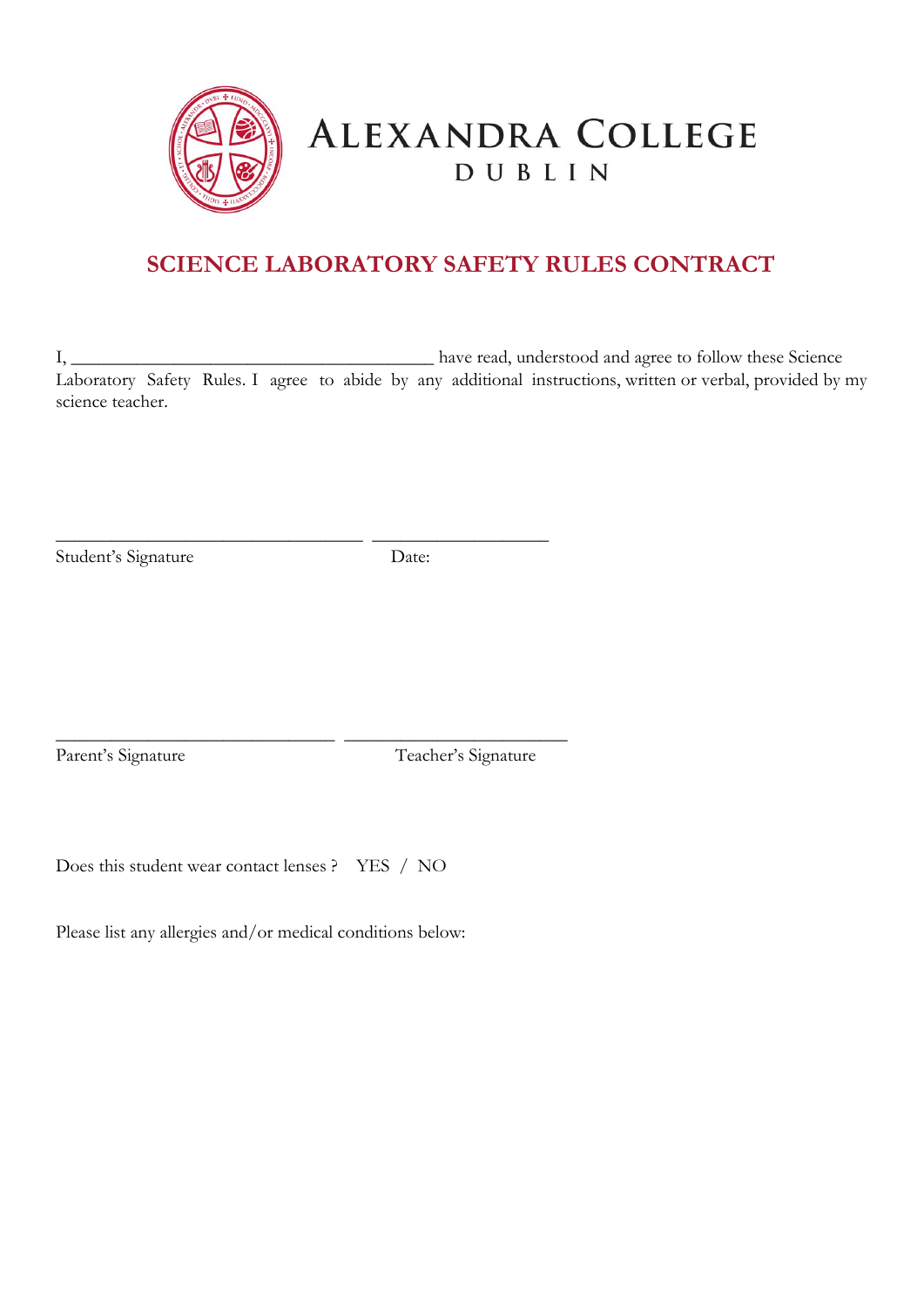ALEXANDRA COLLEGE
DUBLIN

## SCIENCE LABORATORY SAFETY RULES CONTRACT

I, ______________________________________ have read, understood and agree to follow these Science Laboratory Safety Rules. I agree to abide by any additional instructions, written or verbal, provided by my science teacher.

________________________________ __________________

Student's Signature Date:

_____________________________ _______________________

Parent's Signature Teacher's Signature

Does this student wear contact lenses ? YES / NO

Please list any allergies and/or medical conditions below: